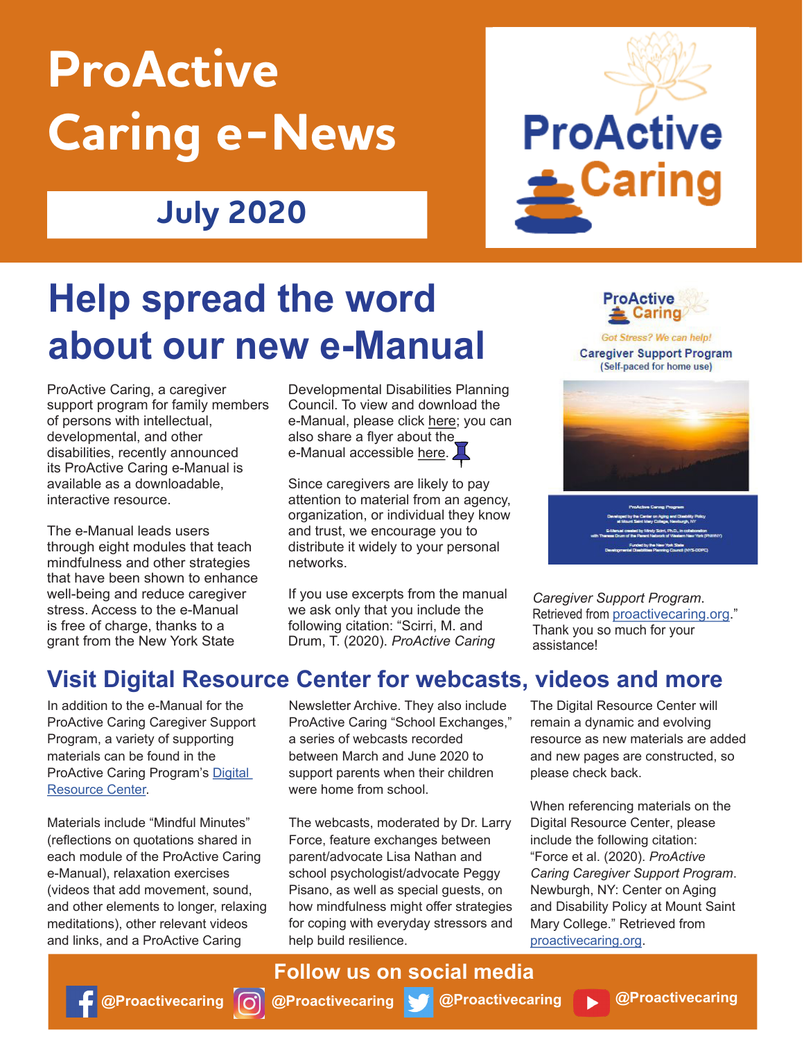# ProActive Caring e-News

**July 2020**

ProActive Caring

## Help spread the word about our new e-Manual

ProActive Caring, a caregiver support program for family members of persons with intellectual, developmental, and other disabilities, recently announced its ProActive Caring e-Manual is available as a downloadable, interactive resource.

The e-Manual leads users through eight modules that teach mindfulness and other strategies that have been shown to enhance well-being and reduce caregiver stress. Access to the e-Manual is free of charge, thanks to a grant from the New York State Developmental Disabilities Planning Council. To view and download the e-Manual, please click here; you can also share a flyer about the e-Manual accessible here.

Since caregivers are likely to pay attention to material from an agency, organization, or individual they know and trust, we encourage you to distribute it widely to your personal networks.

If you use excerpts from the manual we ask only that you include the following citation: "Scirri, M. and Drum, T. (2020). *ProActive Caring Caregiver Support Program*. Retrieved from proactivecaring.org." Thank you so much for your assistance!

ProActive Caring

*Got Stress? We can help!*

**Caregiver Support Program**

(Self-paced for home use)

ProActive Caring Program

Developed by the Center on Aging and Disability Policy at Mount Saint Mary College, Newburgh, NY

E-Manual created by Mindy Scirri, Ph.D., in collaboration with Theresa Drum of the Parent Network of Western New York (PNWNY)

Funded by the New York State Developmental Disabilities Planning Council (NYS-DDPC)

## Visit Digital Resource Center for webcasts, videos and more

In addition to the e-Manual for the ProActive Caring Caregiver Support Program, a variety of supporting materials can be found in the ProActive Caring Program's Digital Resource Center.

Materials include "Mindful Minutes" (reflections on quotations shared in each module of the ProActive Caring e-Manual), relaxation exercises (videos that add movement, sound, and other elements to longer, relaxing meditations), other relevant videos and links, and a ProActive Caring Newsletter Archive. They also include ProActive Caring "School Exchanges," a series of webcasts recorded between March and June 2020 to support parents when their children were home from school.

The webcasts, moderated by Dr. Larry Force, feature exchanges between parent/advocate Lisa Nathan and school psychologist/advocate Peggy Pisano, as well as special guests, on how mindfulness might offer strategies for coping with everyday stressors and help build resilience.

The Digital Resource Center will remain a dynamic and evolving resource as new materials are added and new pages are constructed, so please check back.

When referencing materials on the Digital Resource Center, please include the following citation: "Force et al. (2020). *ProActive Caring Caregiver Support Program*. Newburgh, NY: Center on Aging and Disability Policy at Mount Saint Mary College." Retrieved from proactivecaring.org.

**Follow us on social media**

@Proactivecaring @Proactivecaring @Proactivecaring @Proactivecaring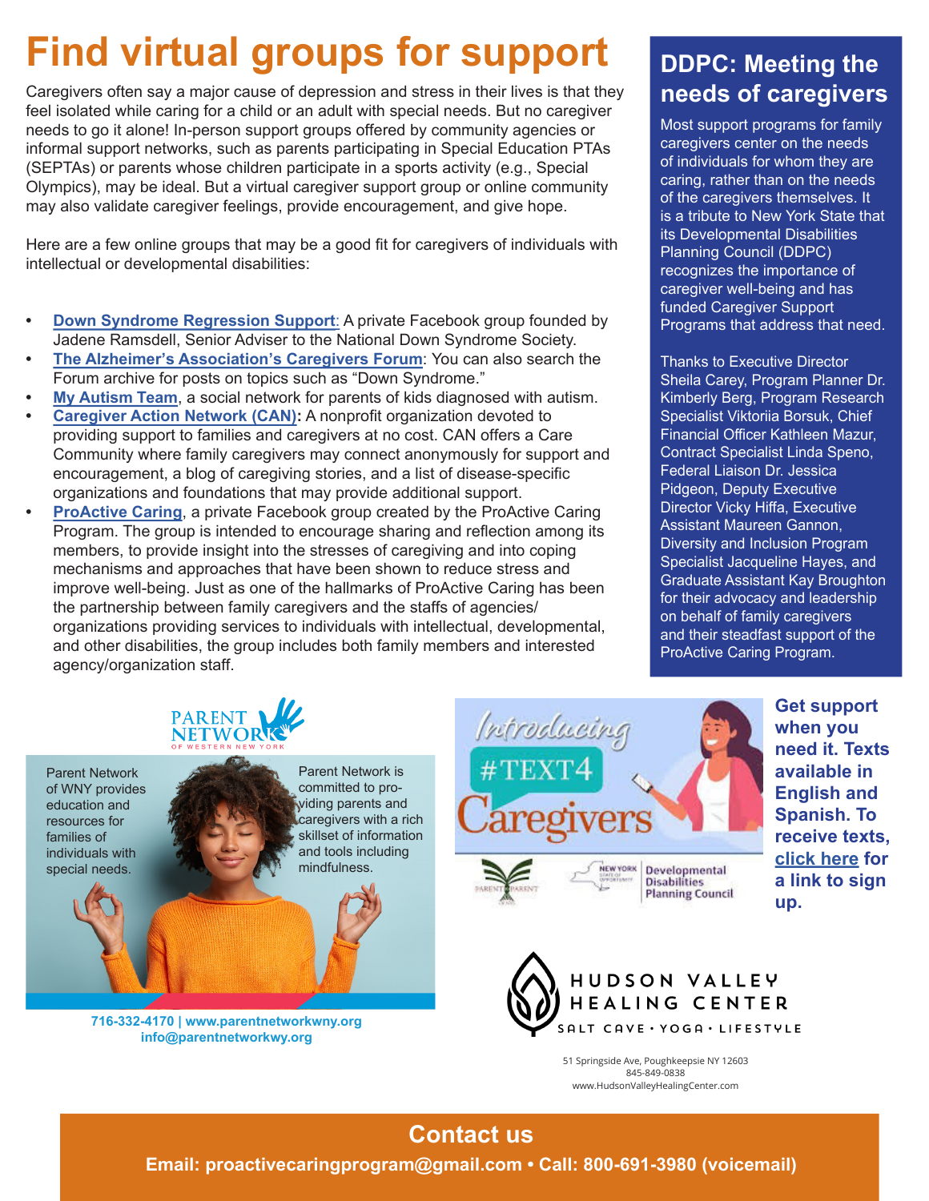# Find virtual groups for support

Caregivers often say a major cause of depression and stress in their lives is that they feel isolated while caring for a child or an adult with special needs. But no caregiver needs to go it alone! In-person support groups offered by community agencies or informal support networks, such as parents participating in Special Education PTAs (SEPTAs) or parents whose children participate in a sports activity (e.g., Special Olympics), may be ideal. But a virtual caregiver support group or online community may also validate caregiver feelings, provide encouragement, and give hope.

Here are a few online groups that may be a good fit for caregivers of individuals with intellectual or developmental disabilities:

- **Down Syndrome Regression Support:** A private Facebook group founded by Jadene Ramsdell, Senior Adviser to the National Down Syndrome Society.
- **The Alzheimer's Association's Caregivers Forum**: You can also search the Forum archive for posts on topics such as "Down Syndrome."
- **My Autism Team**, a social network for parents of kids diagnosed with autism.
- **Caregiver Action Network (CAN):** A nonprofit organization devoted to providing support to families and caregivers at no cost. CAN offers a Care Community where family caregivers may connect anonymously for support and encouragement, a blog of caregiving stories, and a list of disease-specific organizations and foundations that may provide additional support.
- **ProActive Caring**, a private Facebook group created by the ProActive Caring Program. The group is intended to encourage sharing and reflection among its members, to provide insight into the stresses of caregiving and into coping mechanisms and approaches that have been shown to reduce stress and improve well-being. Just as one of the hallmarks of ProActive Caring has been the partnership between family caregivers and the staffs of agencies/organizations providing services to individuals with intellectual, developmental, and other disabilities, the group includes both family members and interested agency/organization staff.

## DDPC: Meeting the needs of caregivers

Most support programs for family caregivers center on the needs of individuals for whom they are caring, rather than on the needs of the caregivers themselves. It is a tribute to New York State that its Developmental Disabilities Planning Council (DDPC) recognizes the importance of caregiver well-being and has funded Caregiver Support Programs that address that need.

Thanks to Executive Director Sheila Carey, Program Planner Dr. Kimberly Berg, Program Research Specialist Viktoriia Borsuk, Chief Financial Officer Kathleen Mazur, Contract Specialist Linda Speno, Federal Liaison Dr. Jessica Pidgeon, Deputy Executive Director Vicky Hiffa, Executive Assistant Maureen Gannon, Diversity and Inclusion Program Specialist Jacqueline Hayes, and Graduate Assistant Kay Broughton for their advocacy and leadership on behalf of family caregivers and their steadfast support of the ProActive Caring Program.

PARENT NETWORK OF WESTERN NEW YORK

Parent Network of WNY provides education and resources for families of individuals with special needs.

Parent Network is committed to providing parents and caregivers with a rich skillset of information and tools including mindfulness.

716-332-4170 | www.parentnetworkwny.org
info@parentnetworkwy.org

Introducing #TEXT4 Caregivers

Parent to Parent NYS | New York State Developmental Disabilities Planning Council

**Get support when you need it. Texts available in English and Spanish. To receive texts, click here for a link to sign up.**

HUDSON VALLEY HEALING CENTER

SALT CAVE • YOGA • LIFESTYLE

51 Springside Ave, Poughkeepsie NY 12603
845-849-0838
www.HudsonValleyHealingCenter.com

## Contact us

**Email: proactivecaringprogram@gmail.com • Call: 800-691-3980 (voicemail)**